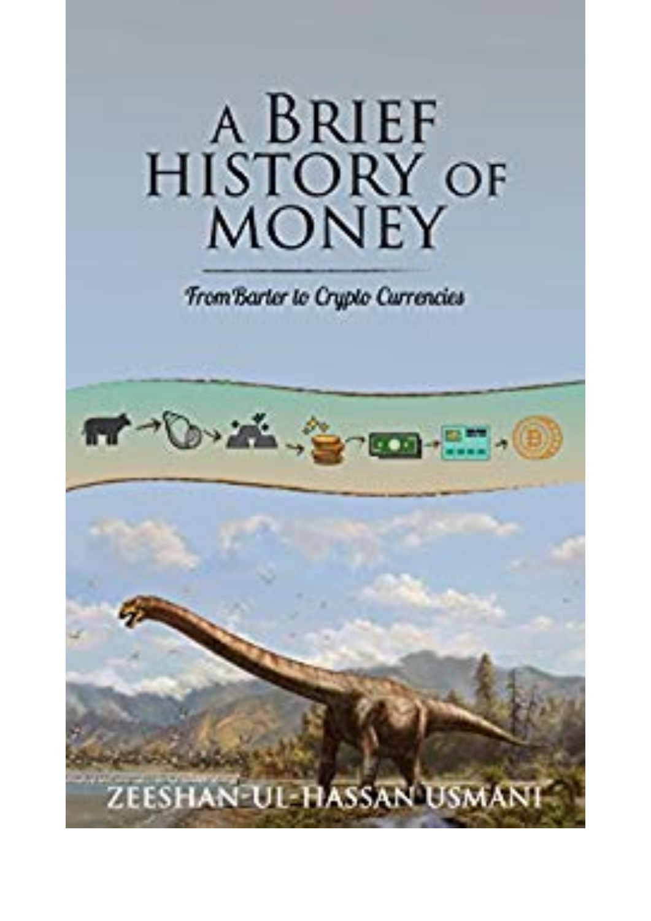# A Brief History of Money

*From Barter to Crypto Currencies*

ZEESHAN-UL-HASSAN USMANI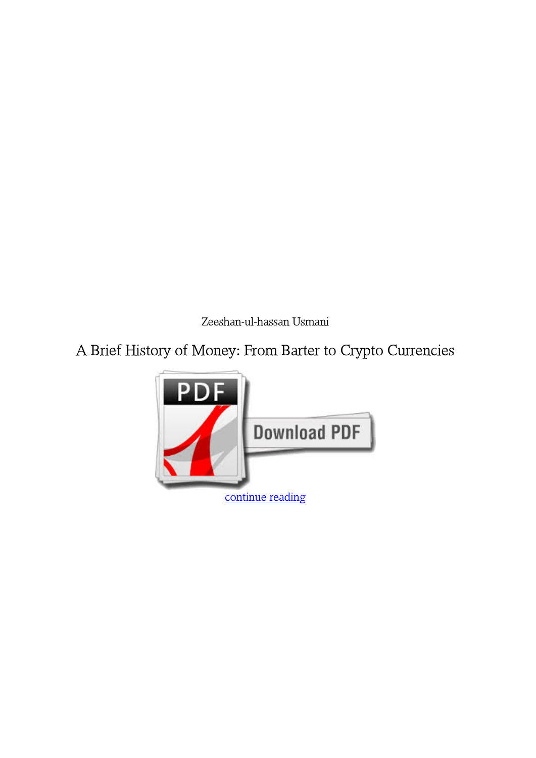Zeeshan-ul-hassan Usmani

# A Brief History of Money: From Barter to Crypto Currencies

continue reading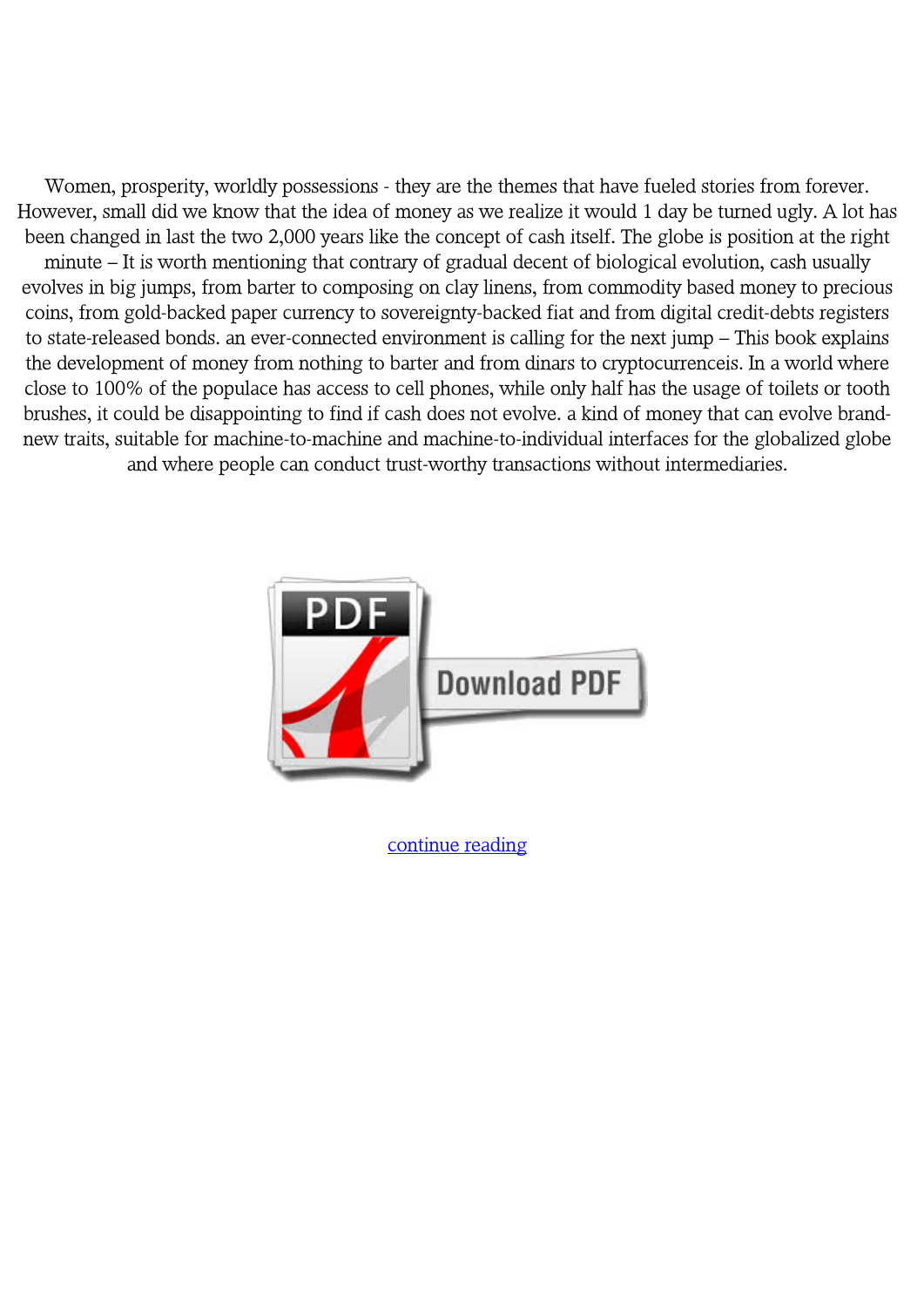Women, prosperity, worldly possessions - they are the themes that have fueled stories from forever. However, small did we know that the idea of money as we realize it would 1 day be turned ugly. A lot has been changed in last the two 2,000 years like the concept of cash itself. The globe is position at the right minute – It is worth mentioning that contrary of gradual decent of biological evolution, cash usually evolves in big jumps, from barter to composing on clay linens, from commodity based money to precious coins, from gold-backed paper currency to sovereignty-backed fiat and from digital credit-debts registers to state-released bonds. an ever-connected environment is calling for the next jump – This book explains the development of money from nothing to barter and from dinars to cryptocurrenceis. In a world where close to 100% of the populace has access to cell phones, while only half has the usage of toilets or tooth brushes, it could be disappointing to find if cash does not evolve. a kind of money that can evolve brand-new traits, suitable for machine-to-machine and machine-to-individual interfaces for the globalized globe and where people can conduct trust-worthy transactions without intermediaries.

Download PDF

continue reading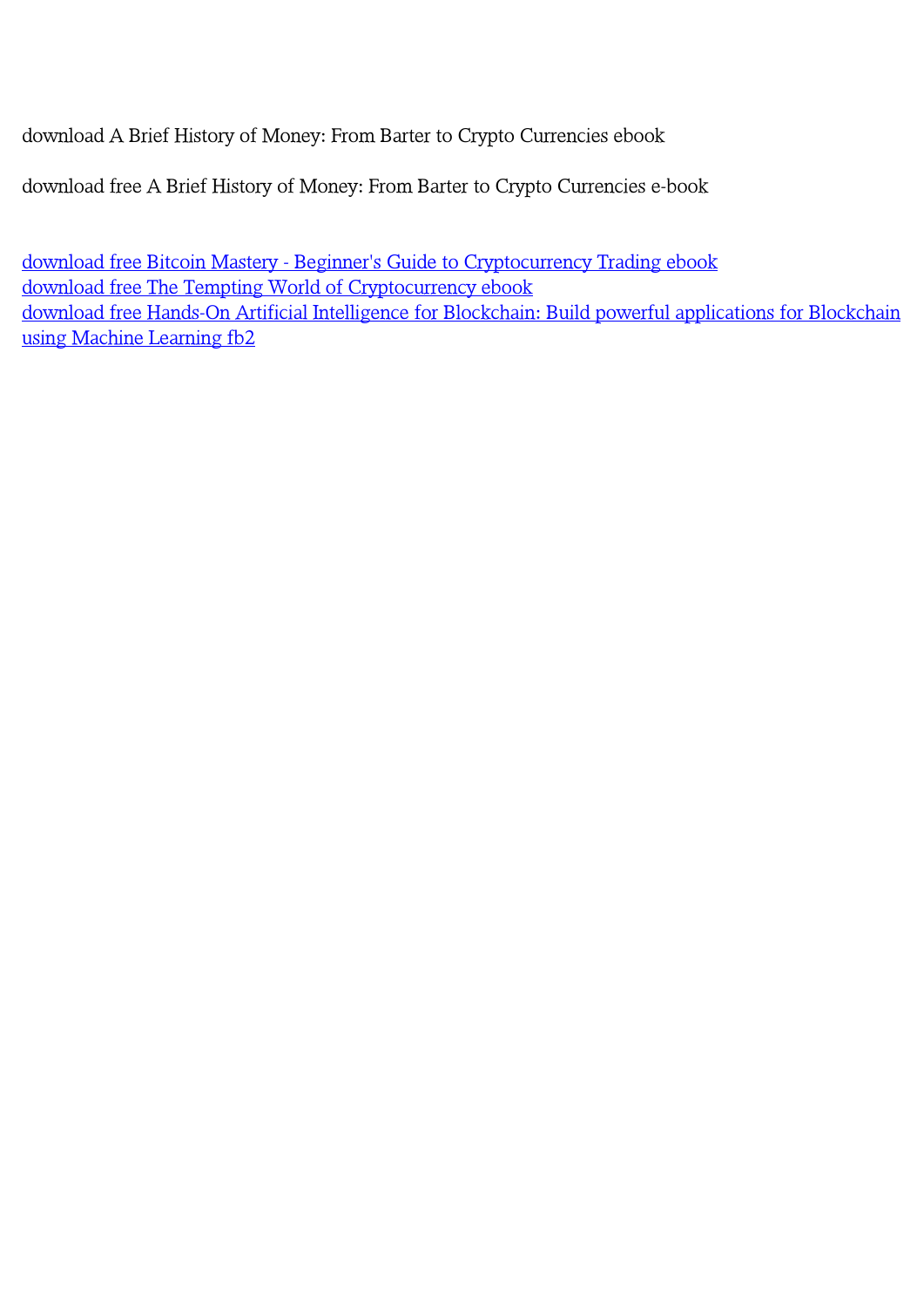download A Brief History of Money: From Barter to Crypto Currencies ebook

download free A Brief History of Money: From Barter to Crypto Currencies e-book

download free Bitcoin Mastery - Beginner's Guide to Cryptocurrency Trading ebook
download free The Tempting World of Cryptocurrency ebook
download free Hands-On Artificial Intelligence for Blockchain: Build powerful applications for Blockchain using Machine Learning fb2